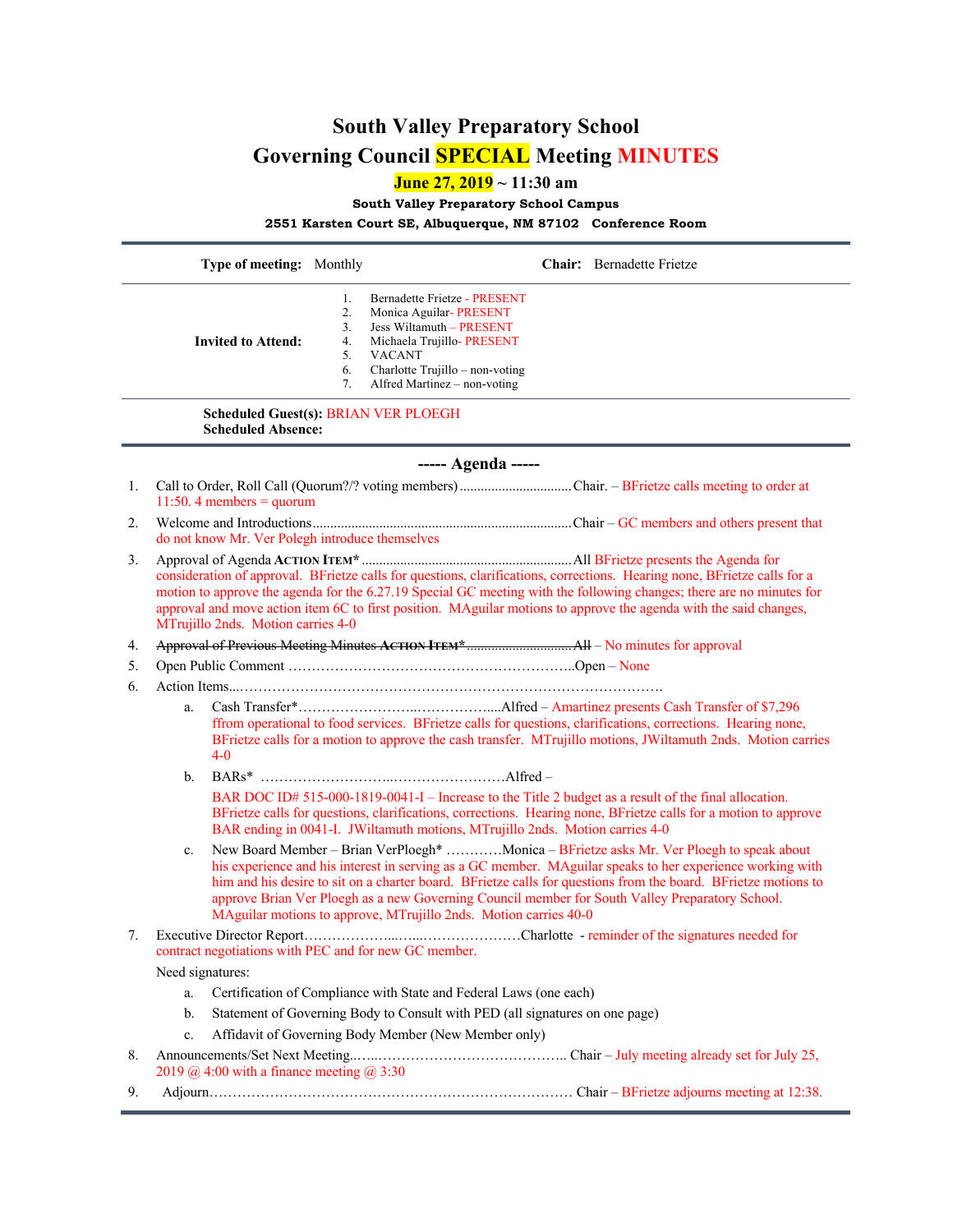# South Valley Preparatory School
# Governing Council SPECIAL Meeting MINUTES

**June 27, 2019 ~ 11:30 am**

**South Valley Preparatory School Campus**

**2551 Karsten Court SE, Albuquerque, NM 87102 Conference Room**

**Type of meeting:** Monthly **Chair:** Bernadette Frietze

**Invited to Attend:**

1. Bernadette Frietze - PRESENT
2. Monica Aguilar- PRESENT
3. Jess Wiltamuth – PRESENT
4. Michaela Trujillo- PRESENT
5. VACANT
6. Charlotte Trujillo – non-voting
7. Alfred Martinez – non-voting

**Scheduled Guest(s):** BRIAN VER PLOEGH
**Scheduled Absence:**

## ----- Agenda -----

1. Call to Order, Roll Call (Quorum?/? voting members)................................Chair. – BFrietze calls meeting to order at 11:50. 4 members = quorum
2. Welcome and Introductions.........................................................................Chair – GC members and others present that do not know Mr. Ver Polegh introduce themselves
3. Approval of Agenda **ACTION ITEM*** ............................................................All BFrietze presents the Agenda for consideration of approval. BFrietze calls for questions, clarifications, corrections. Hearing none, BFrietze calls for a motion to approve the agenda for the 6.27.19 Special GC meeting with the following changes; there are no minutes for approval and move action item 6C to first position. MAguilar motions to approve the agenda with the said changes, MTrujillo 2nds. Motion carries 4-0
4. ~~Approval of Previous Meeting Minutes **ACTION ITEM***..............................All~~ – No minutes for approval
5. Open Public Comment ……………………………………………………..Open – None
6. Action Items...…………………………………………………………………………….
   a. Cash Transfer*……………………..……………....Alfred – Amartinez presents Cash Transfer of $7,296 ffrom operational to food services. BFrietze calls for questions, clarifications, corrections. Hearing none, BFrietze calls for a motion to approve the cash transfer. MTrujillo motions, JWiltamuth 2nds. Motion carries 4-0
   b. BARs* ………………………..……………………Alfred –

      BAR DOC ID# 515-000-1819-0041-I – Increase to the Title 2 budget as a result of the final allocation. BFrietze calls for questions, clarifications, corrections. Hearing none, BFrietze calls for a motion to approve BAR ending in 0041-I. JWiltamuth motions, MTrujillo 2nds. Motion carries 4-0
   c. New Board Member – Brian VerPloegh* …………Monica – BFrietze asks Mr. Ver Ploegh to speak about his experience and his interest in serving as a GC member. MAguilar speaks to her experience working with him and his desire to sit on a charter board. BFrietze calls for questions from the board. BFrietze motions to approve Brian Ver Ploegh as a new Governing Council member for South Valley Preparatory School. MAguilar motions to approve, MTrujillo 2nds. Motion carries 40-0
7. Executive Director Report………………...…...…………………Charlotte - reminder of the signatures needed for contract negotiations with PEC and for new GC member.

   Need signatures:
   a. Certification of Compliance with State and Federal Laws (one each)
   b. Statement of Governing Body to Consult with PED (all signatures on one page)
   c. Affidavit of Governing Body Member (New Member only)
8. Announcements/Set Next Meeting..…..…………………………………….. Chair – July meeting already set for July 25, 2019 @ 4:00 with a finance meeting @ 3:30
9. Adjourn…………………………………………………………………… Chair – BFrietze adjourns meeting at 12:38.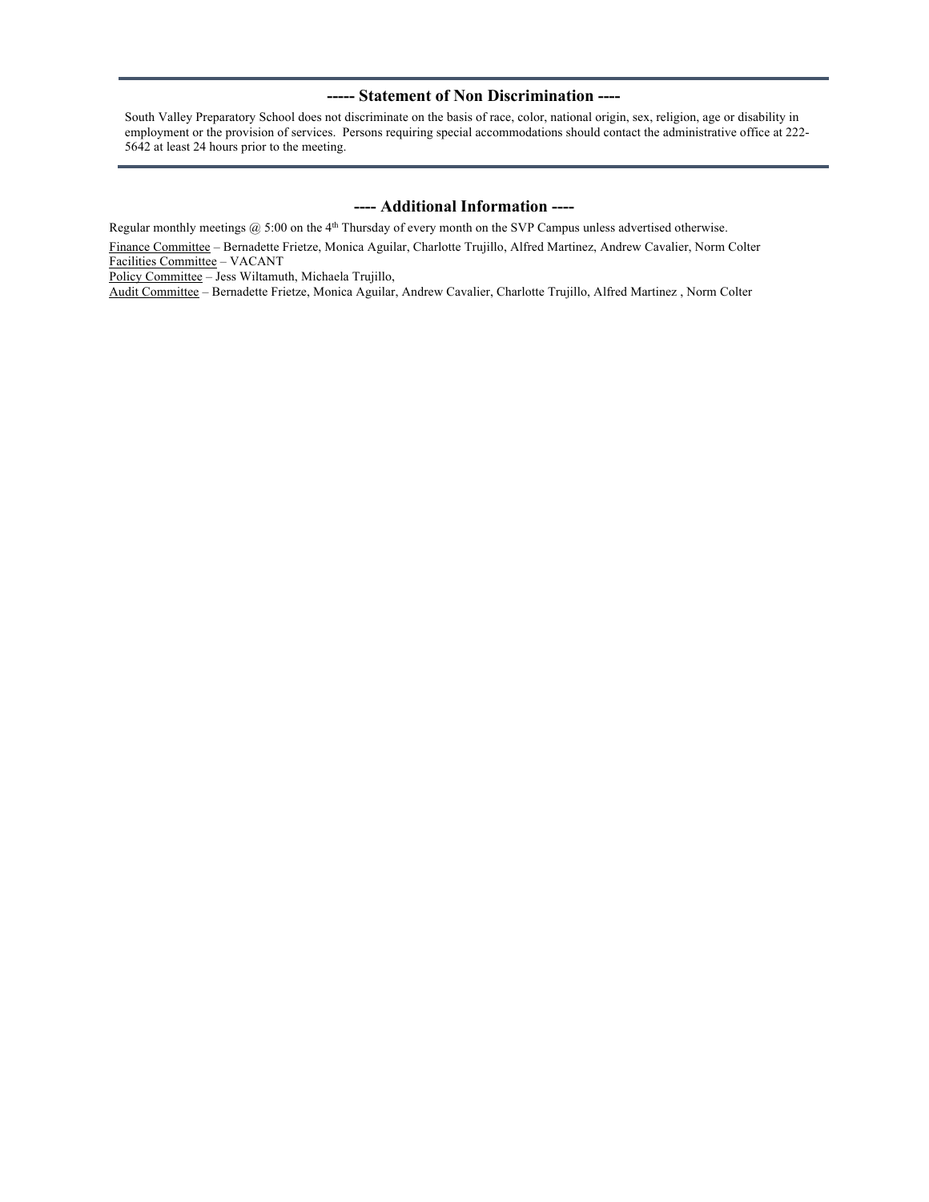## ----- Statement of Non Discrimination ----

South Valley Preparatory School does not discriminate on the basis of race, color, national origin, sex, religion, age or disability in employment or the provision of services. Persons requiring special accommodations should contact the administrative office at 222-5642 at least 24 hours prior to the meeting.

## ---- Additional Information ----

Regular monthly meetings @ 5:00 on the 4th Thursday of every month on the SVP Campus unless advertised otherwise.

Finance Committee – Bernadette Frietze, Monica Aguilar, Charlotte Trujillo, Alfred Martinez, Andrew Cavalier, Norm Colter
Facilities Committee – VACANT
Policy Committee – Jess Wiltamuth, Michaela Trujillo,
Audit Committee – Bernadette Frietze, Monica Aguilar, Andrew Cavalier, Charlotte Trujillo, Alfred Martinez , Norm Colter